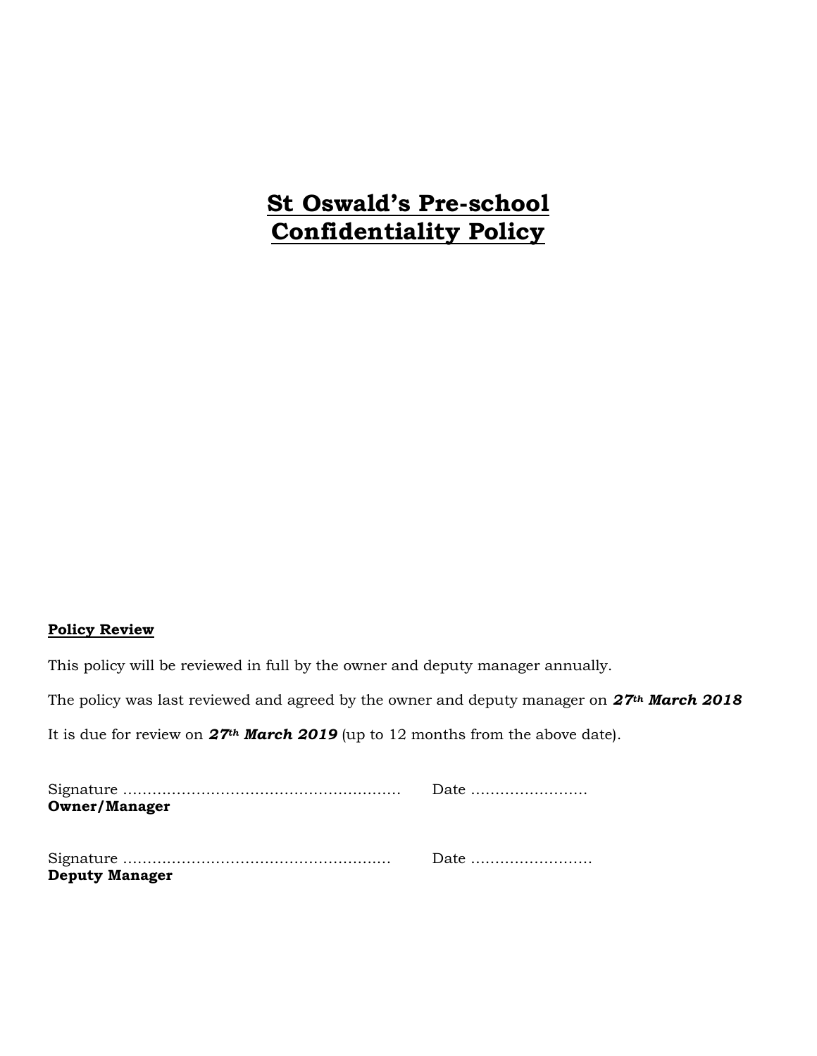# St Oswald's Pre-school Confidentiality Policy

**Policy Review**

This policy will be reviewed in full by the owner and deputy manager annually.

The policy was last reviewed and agreed by the owner and deputy manager on ***27th March 2018***

It is due for review on ***27th March 2019*** (up to 12 months from the above date).

Signature ………………………………………………… Date ……………………
**Owner/Manager**

Signature ……………………………………………… Date ……………………
**Deputy Manager**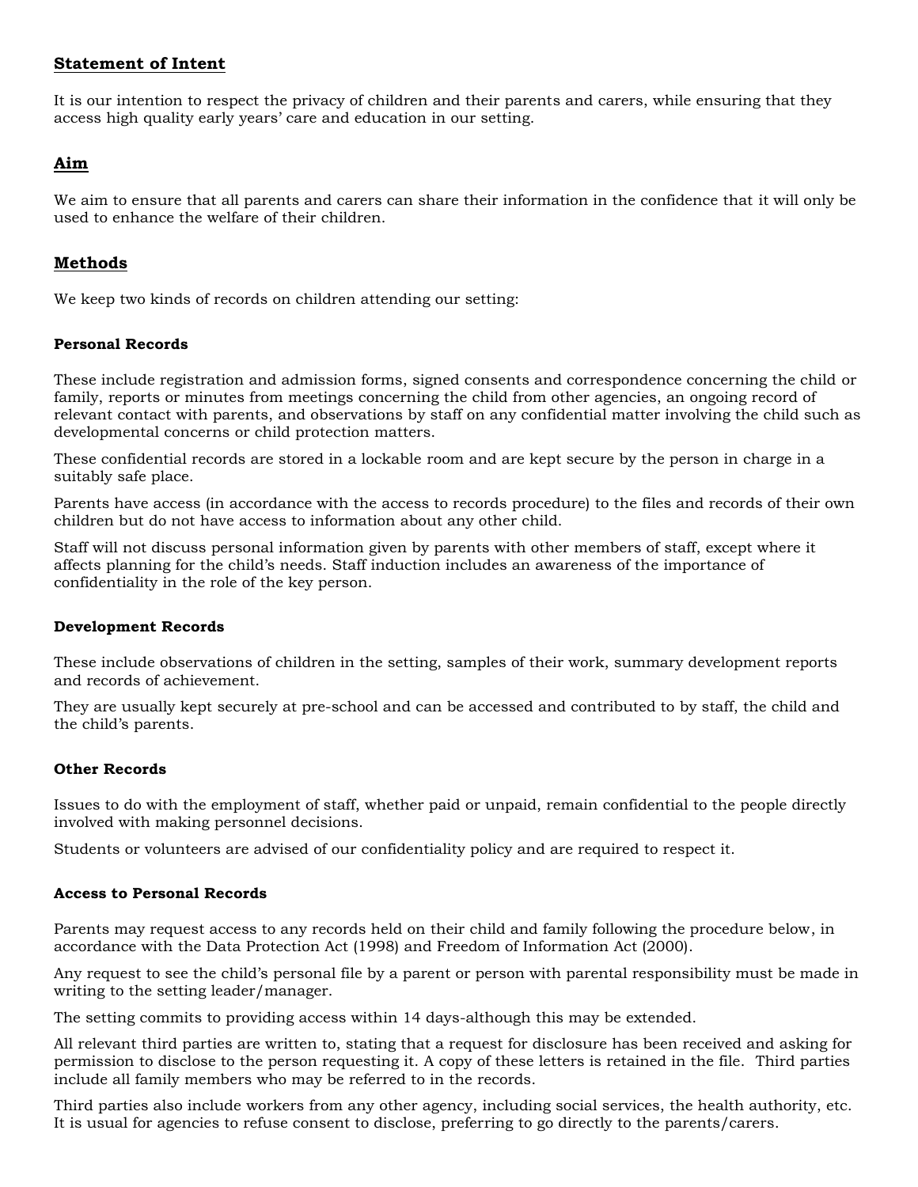## Statement of Intent

It is our intention to respect the privacy of children and their parents and carers, while ensuring that they access high quality early years' care and education in our setting.

## Aim

We aim to ensure that all parents and carers can share their information in the confidence that it will only be used to enhance the welfare of their children.

## Methods

We keep two kinds of records on children attending our setting:

### Personal Records

These include registration and admission forms, signed consents and correspondence concerning the child or family, reports or minutes from meetings concerning the child from other agencies, an ongoing record of relevant contact with parents, and observations by staff on any confidential matter involving the child such as developmental concerns or child protection matters.

These confidential records are stored in a lockable room and are kept secure by the person in charge in a suitably safe place.

Parents have access (in accordance with the access to records procedure) to the files and records of their own children but do not have access to information about any other child.

Staff will not discuss personal information given by parents with other members of staff, except where it affects planning for the child's needs. Staff induction includes an awareness of the importance of confidentiality in the role of the key person.

### Development Records

These include observations of children in the setting, samples of their work, summary development reports and records of achievement.

They are usually kept securely at pre-school and can be accessed and contributed to by staff, the child and the child's parents.

### Other Records

Issues to do with the employment of staff, whether paid or unpaid, remain confidential to the people directly involved with making personnel decisions.

Students or volunteers are advised of our confidentiality policy and are required to respect it.

### Access to Personal Records

Parents may request access to any records held on their child and family following the procedure below, in accordance with the Data Protection Act (1998) and Freedom of Information Act (2000).

Any request to see the child's personal file by a parent or person with parental responsibility must be made in writing to the setting leader/manager.

The setting commits to providing access within 14 days-although this may be extended.

All relevant third parties are written to, stating that a request for disclosure has been received and asking for permission to disclose to the person requesting it. A copy of these letters is retained in the file. Third parties include all family members who may be referred to in the records.

Third parties also include workers from any other agency, including social services, the health authority, etc. It is usual for agencies to refuse consent to disclose, preferring to go directly to the parents/carers.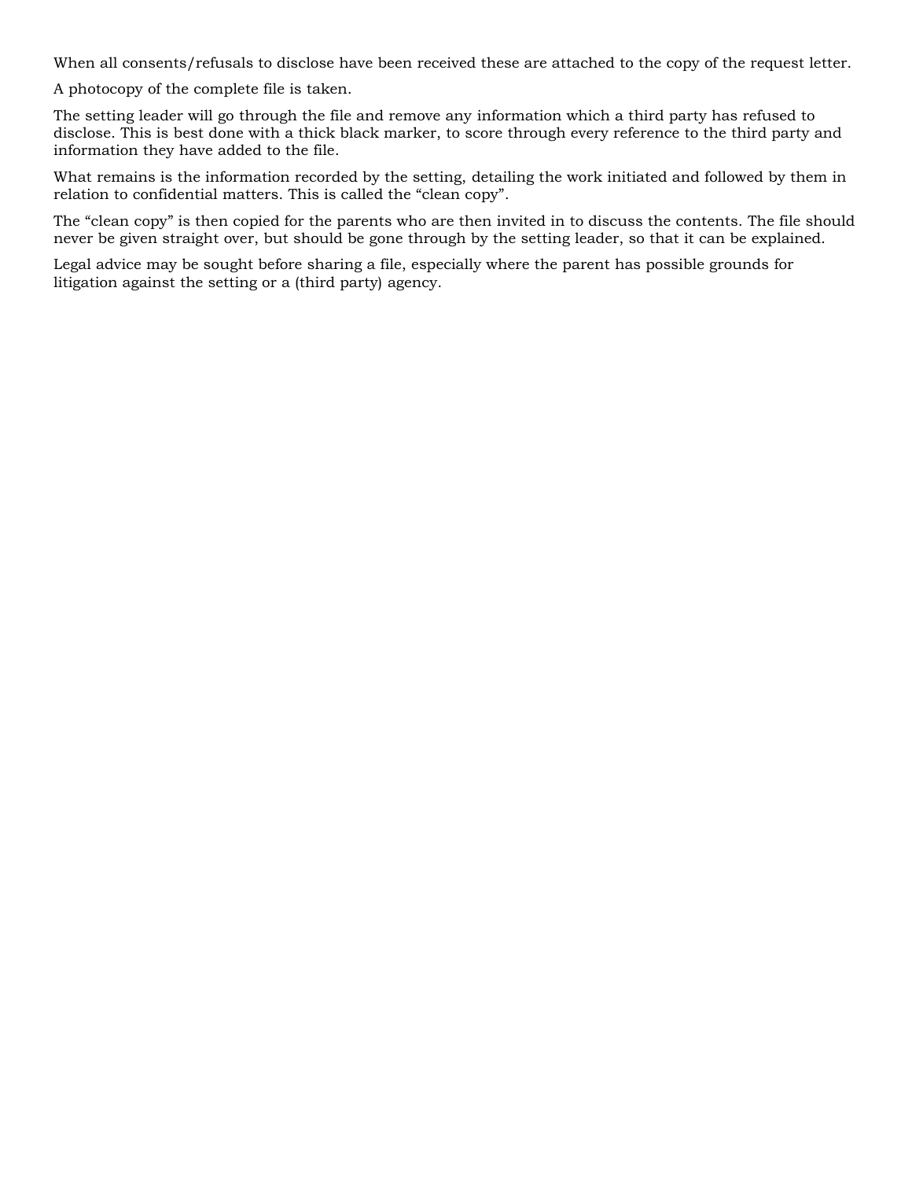When all consents/refusals to disclose have been received these are attached to the copy of the request letter.

A photocopy of the complete file is taken.

The setting leader will go through the file and remove any information which a third party has refused to disclose. This is best done with a thick black marker, to score through every reference to the third party and information they have added to the file.

What remains is the information recorded by the setting, detailing the work initiated and followed by them in relation to confidential matters. This is called the “clean copy”.

The “clean copy” is then copied for the parents who are then invited in to discuss the contents. The file should never be given straight over, but should be gone through by the setting leader, so that it can be explained.

Legal advice may be sought before sharing a file, especially where the parent has possible grounds for litigation against the setting or a (third party) agency.